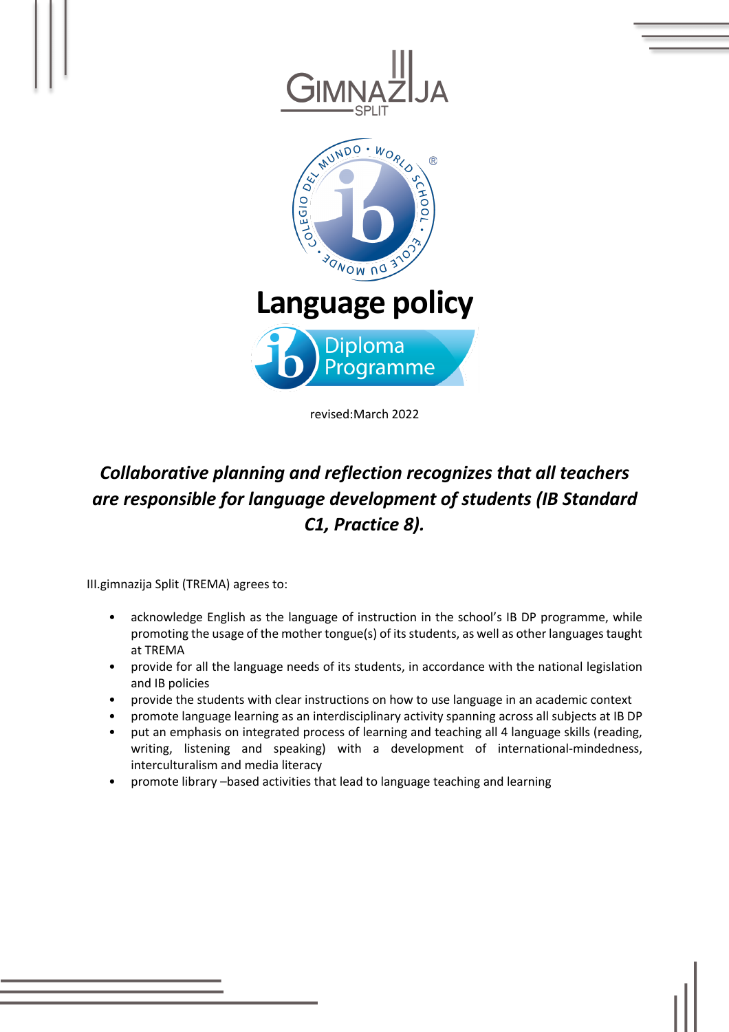# Language policy

revised:March 2022

***Collaborative planning and reflection recognizes that all teachers are responsible for language development of students (IB Standard C1, Practice 8).***

III.gimnazija Split (TREMA) agrees to:

- acknowledge English as the language of instruction in the school's IB DP programme, while promoting the usage of the mother tongue(s) of its students, as well as other languages taught at TREMA
- provide for all the language needs of its students, in accordance with the national legislation and IB policies
- provide the students with clear instructions on how to use language in an academic context
- promote language learning as an interdisciplinary activity spanning across all subjects at IB DP
- put an emphasis on integrated process of learning and teaching all 4 language skills (reading, writing, listening and speaking) with a development of international-mindedness, interculturalism and media literacy
- promote library –based activities that lead to language teaching and learning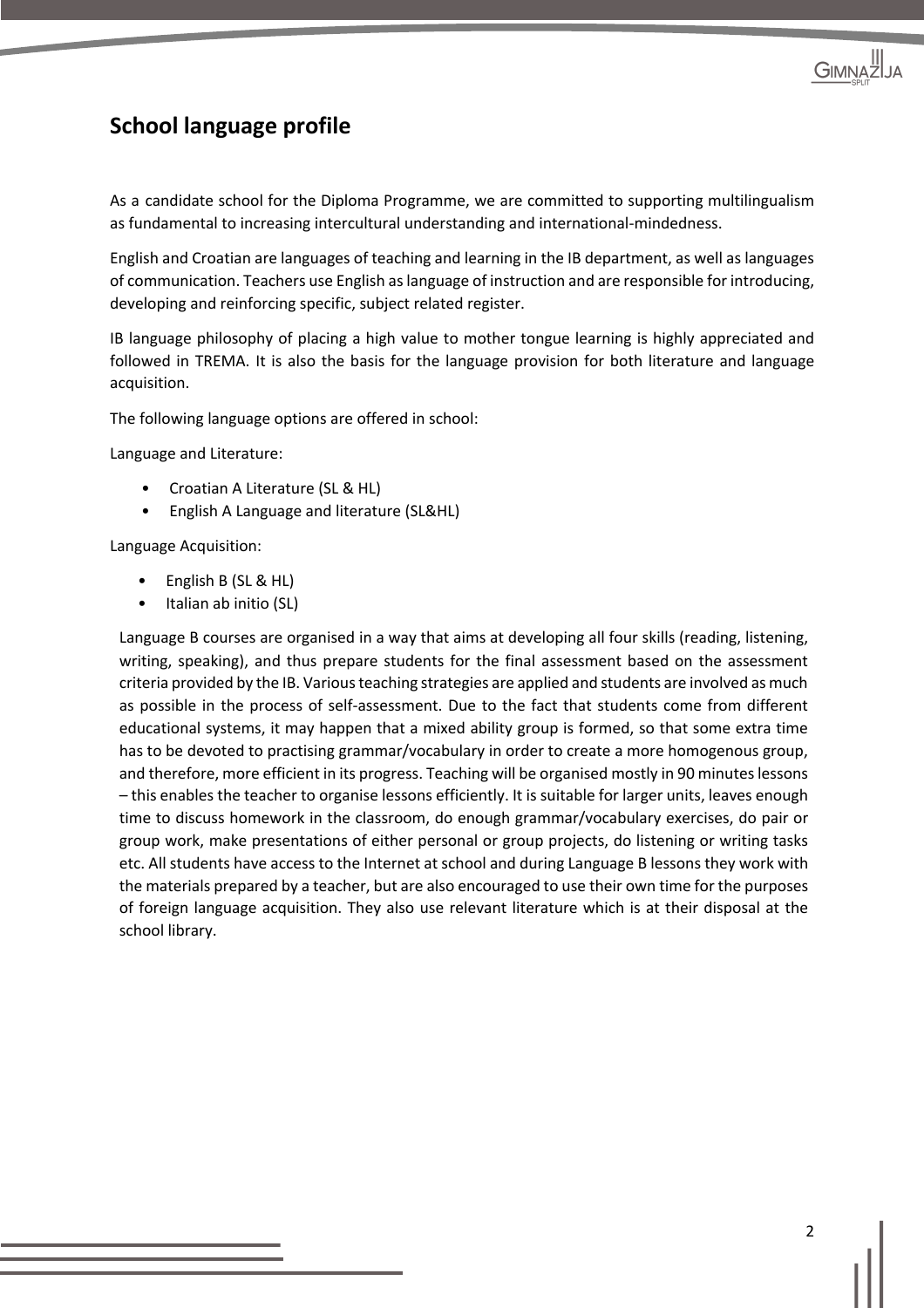## School language profile

As a candidate school for the Diploma Programme, we are committed to supporting multilingualism as fundamental to increasing intercultural understanding and international-mindedness.

English and Croatian are languages of teaching and learning in the IB department, as well as languages of communication. Teachers use English as language of instruction and are responsible for introducing, developing and reinforcing specific, subject related register.

IB language philosophy of placing a high value to mother tongue learning is highly appreciated and followed in TREMA. It is also the basis for the language provision for both literature and language acquisition.

The following language options are offered in school:

Language and Literature:

- Croatian A Literature (SL & HL)
- English A Language and literature (SL&HL)

Language Acquisition:

- English B (SL & HL)
- Italian ab initio (SL)

Language B courses are organised in a way that aims at developing all four skills (reading, listening, writing, speaking), and thus prepare students for the final assessment based on the assessment criteria provided by the IB. Various teaching strategies are applied and students are involved as much as possible in the process of self-assessment. Due to the fact that students come from different educational systems, it may happen that a mixed ability group is formed, so that some extra time has to be devoted to practising grammar/vocabulary in order to create a more homogenous group, and therefore, more efficient in its progress. Teaching will be organised mostly in 90 minutes lessons – this enables the teacher to organise lessons efficiently. It is suitable for larger units, leaves enough time to discuss homework in the classroom, do enough grammar/vocabulary exercises, do pair or group work, make presentations of either personal or group projects, do listening or writing tasks etc. All students have access to the Internet at school and during Language B lessons they work with the materials prepared by a teacher, but are also encouraged to use their own time for the purposes of foreign language acquisition. They also use relevant literature which is at their disposal at the school library.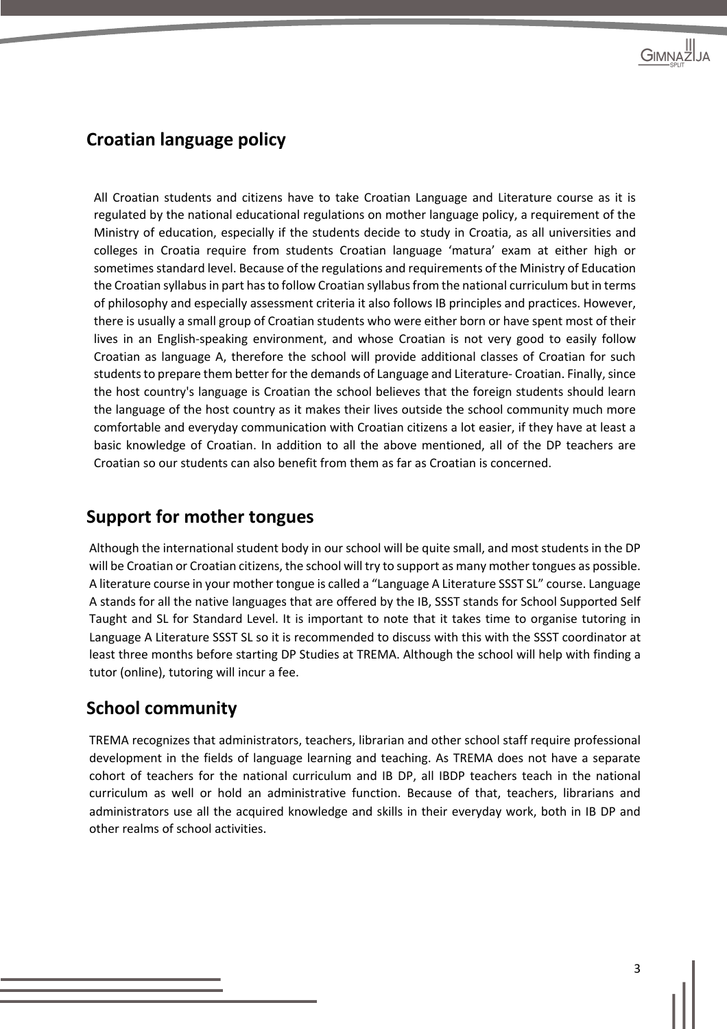## Croatian language policy

All Croatian students and citizens have to take Croatian Language and Literature course as it is regulated by the national educational regulations on mother language policy, a requirement of the Ministry of education, especially if the students decide to study in Croatia, as all universities and colleges in Croatia require from students Croatian language 'matura' exam at either high or sometimes standard level. Because of the regulations and requirements of the Ministry of Education the Croatian syllabus in part has to follow Croatian syllabus from the national curriculum but in terms of philosophy and especially assessment criteria it also follows IB principles and practices. However, there is usually a small group of Croatian students who were either born or have spent most of their lives in an English-speaking environment, and whose Croatian is not very good to easily follow Croatian as language A, therefore the school will provide additional classes of Croatian for such students to prepare them better for the demands of Language and Literature- Croatian. Finally, since the host country's language is Croatian the school believes that the foreign students should learn the language of the host country as it makes their lives outside the school community much more comfortable and everyday communication with Croatian citizens a lot easier, if they have at least a basic knowledge of Croatian. In addition to all the above mentioned, all of the DP teachers are Croatian so our students can also benefit from them as far as Croatian is concerned.

## Support for mother tongues

Although the international student body in our school will be quite small, and most students in the DP will be Croatian or Croatian citizens, the school will try to support as many mother tongues as possible. A literature course in your mother tongue is called a "Language A Literature SSST SL" course. Language A stands for all the native languages that are offered by the IB, SSST stands for School Supported Self Taught and SL for Standard Level. It is important to note that it takes time to organise tutoring in Language A Literature SSST SL so it is recommended to discuss with this with the SSST coordinator at least three months before starting DP Studies at TREMA. Although the school will help with finding a tutor (online), tutoring will incur a fee.

## School community

TREMA recognizes that administrators, teachers, librarian and other school staff require professional development in the fields of language learning and teaching. As TREMA does not have a separate cohort of teachers for the national curriculum and IB DP, all IBDP teachers teach in the national curriculum as well or hold an administrative function. Because of that, teachers, librarians and administrators use all the acquired knowledge and skills in their everyday work, both in IB DP and other realms of school activities.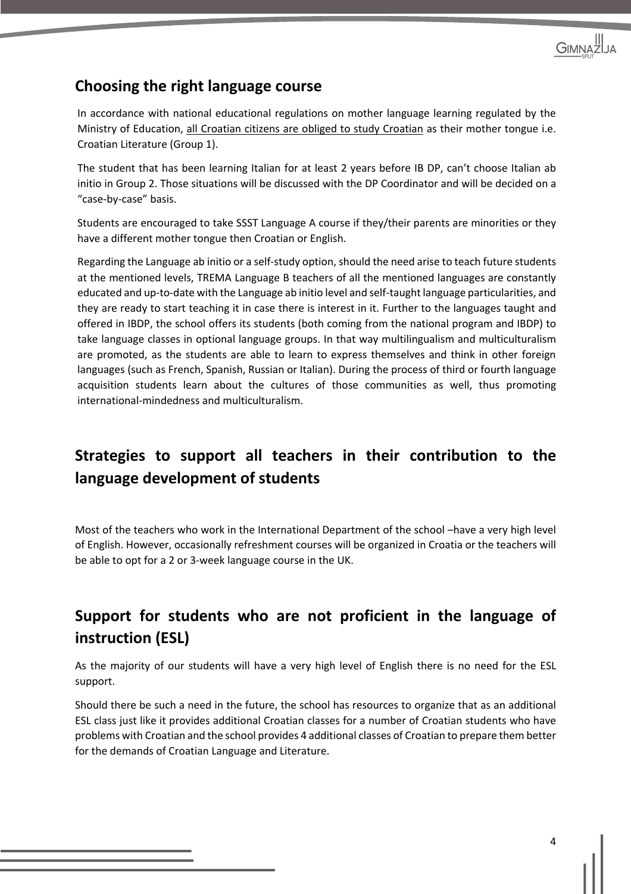## Choosing the right language course

In accordance with national educational regulations on mother language learning regulated by the Ministry of Education, all Croatian citizens are obliged to study Croatian as their mother tongue i.e. Croatian Literature (Group 1).

The student that has been learning Italian for at least 2 years before IB DP, can't choose Italian ab initio in Group 2. Those situations will be discussed with the DP Coordinator and will be decided on a "case-by-case" basis.

Students are encouraged to take SSST Language A course if they/their parents are minorities or they have a different mother tongue then Croatian or English.

Regarding the Language ab initio or a self-study option, should the need arise to teach future students at the mentioned levels, TREMA Language B teachers of all the mentioned languages are constantly educated and up-to-date with the Language ab initio level and self-taught language particularities, and they are ready to start teaching it in case there is interest in it. Further to the languages taught and offered in IBDP, the school offers its students (both coming from the national program and IBDP) to take language classes in optional language groups. In that way multilingualism and multiculturalism are promoted, as the students are able to learn to express themselves and think in other foreign languages (such as French, Spanish, Russian or Italian). During the process of third or fourth language acquisition students learn about the cultures of those communities as well, thus promoting international-mindedness and multiculturalism.

## Strategies to support all teachers in their contribution to the language development of students

Most of the teachers who work in the International Department of the school –have a very high level of English. However, occasionally refreshment courses will be organized in Croatia or the teachers will be able to opt for a 2 or 3-week language course in the UK.

## Support for students who are not proficient in the language of instruction (ESL)

As the majority of our students will have a very high level of English there is no need for the ESL support.

Should there be such a need in the future, the school has resources to organize that as an additional ESL class just like it provides additional Croatian classes for a number of Croatian students who have problems with Croatian and the school provides 4 additional classes of Croatian to prepare them better for the demands of Croatian Language and Literature.